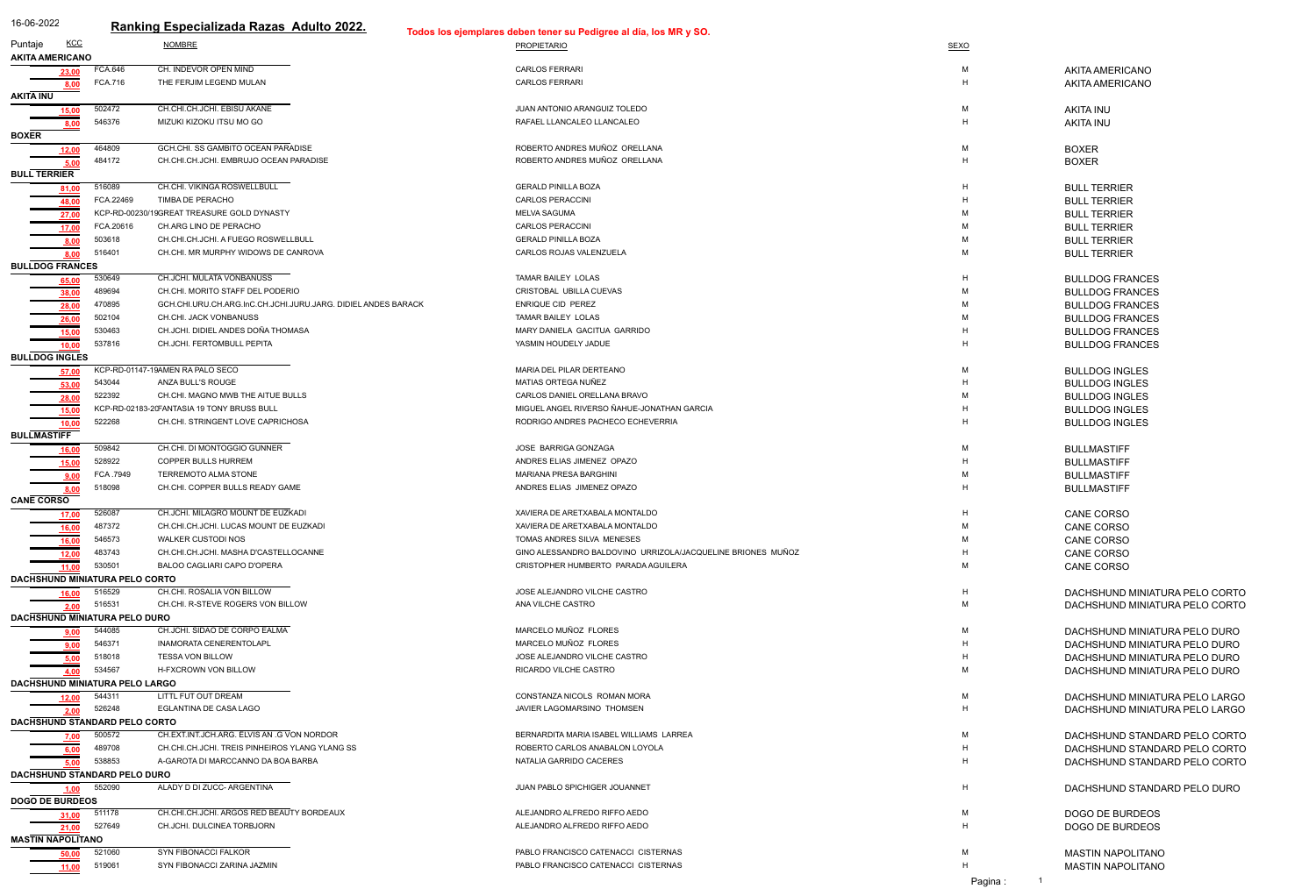16-06-2022

# Ranking Especializada Razas Adulto 2022.

**Todos los ejemplares deben tener su Pedigree al día, los MR y SO.**

| Puntaje | KCC | NOMBRE | PROPIETARIO | SEXO | |
|---|---|---|---|---|---|
| **AKITA AMERICANO** | | | | | |
| 23,00 | FCA.646 | CH. INDEVOR OPEN MIND | CARLOS FERRARI | M | AKITA AMERICANO |
| 8,00 | FCA.716 | THE FERJIM LEGEND MULAN | CARLOS FERRARI | H | AKITA AMERICANO |
| **AKITA INU** | | | | | |
| 15,00 | 502472 | CH.CHI.CH.JCHI. EBISU AKANE | JUAN ANTONIO ARANGUIZ TOLEDO | M | AKITA INU |
| 8,00 | 546376 | MIZUKI KIZOKU ITSU MO GO | RAFAEL LLANCALEO LLANCALEO | H | AKITA INU |
| **BOXER** | | | | | |
| 12,00 | 464809 | GCH.CHI. SS GAMBITO OCEAN PARADISE | ROBERTO ANDRES MUÑOZ ORELLANA | M | BOXER |
| 5,00 | 484172 | CH.CHI.CH.JCHI. EMBRUJO OCEAN PARADISE | ROBERTO ANDRES MUÑOZ ORELLANA | H | BOXER |
| **BULL TERRIER** | | | | | |
| 81,00 | 516089 | CH.CHI. VIKINGA ROSWELLBULL | GERALD PINILLA BOZA | H | BULL TERRIER |
| 48,00 | FCA.22469 | TIMBA DE PERACHO | CARLOS PERACCINI | H | BULL TERRIER |
| 27,00 | KCP-RD-00230/19 | GREAT TREASURE GOLD DYNASTY | MELVA SAGUMA | M | BULL TERRIER |
| 17,00 | FCA.20616 | CH.ARG LINO DE PERACHO | CARLOS PERACCINI | M | BULL TERRIER |
| 8,00 | 503618 | CH.CHI.CH.JCHI. A FUEGO ROSWELLBULL | GERALD PINILLA BOZA | M | BULL TERRIER |
| 8,00 | 516401 | CH.CHI. MR MURPHY WIDOWS DE CANROVA | CARLOS ROJAS VALENZUELA | M | BULL TERRIER |
| **BULLDOG FRANCES** | | | | | |
| 65,00 | 530649 | CH.JCHI. MULATA VONBANUSS | TAMAR BAILEY LOLAS | H | BULLDOG FRANCES |
| 38,00 | 489694 | CH.CHI. MORITO STAFF DEL PODERIO | CRISTOBAL UBILLA CUEVAS | M | BULLDOG FRANCES |
| 28,00 | 470895 | GCH.CHI.URU.CH.ARG.InC.CH.JCHI.JURU.JARG. DIDIEL ANDES BARACK | ENRIQUE CID PEREZ | M | BULLDOG FRANCES |
| 26,00 | 502104 | CH.CHI. JACK VONBANUSS | TAMAR BAILEY LOLAS | M | BULLDOG FRANCES |
| 15,00 | 530463 | CH.JCHI. DIDIEL ANDES DOÑA THOMASA | MARY DANIELA GACITUA GARRIDO | H | BULLDOG FRANCES |
| 10,00 | 537816 | CH.JCHI. FERTOMBULL PEPITA | YASMIN HOUDELY JADUE | H | BULLDOG FRANCES |
| **BULLDOG INGLES** | | | | | |
| 57,00 | KCP-RD-01147-19 | AMEN RA PALO SECO | MARIA DEL PILAR DERTEANO | M | BULLDOG INGLES |
| 53,00 | 543044 | ANZA BULL'S ROUGE | MATIAS ORTEGA NUÑEZ | H | BULLDOG INGLES |
| 28,00 | 522392 | CH.CHI. MAGNO MWB THE AITUE BULLS | CARLOS DANIEL ORELLANA BRAVO | M | BULLDOG INGLES |
| 15,00 | KCP-RD-02183-20 | FANTASIA 19 TONY BRUSS BULL | MIGUEL ANGEL RIVERSO ÑAHUE-JONATHAN GARCIA | H | BULLDOG INGLES |
| 10,00 | 522268 | CH.CHI. STRINGENT LOVE CAPRICHOSA | RODRIGO ANDRES PACHECO ECHEVERRIA | H | BULLDOG INGLES |
| **BULLMASTIFF** | | | | | |
| 16,00 | 509842 | CH.CHI. DI MONTOGGIO GUNNER | JOSE BARRIGA GONZAGA | M | BULLMASTIFF |
| 15,00 | 528922 | COPPER BULLS HURREM | ANDRES ELIAS JIMENEZ OPAZO | H | BULLMASTIFF |
| 9,00 | FCA .7949 | TERREMOTO ALMA STONE | MARIANA PRESA BARGHINI | M | BULLMASTIFF |
| 8,00 | 518098 | CH.CHI. COPPER BULLS READY GAME | ANDRES ELIAS JIMENEZ OPAZO | H | BULLMASTIFF |
| **CANE CORSO** | | | | | |
| 17,00 | 526087 | CH.JCHI. MILAGRO MOUNT DE EUZKADI | XAVIERA DE ARETXABALA MONTALDO | H | CANE CORSO |
| 16,00 | 487372 | CH.CHI.CH.JCHI. LUCAS MOUNT DE EUZKADI | XAVIERA DE ARETXABALA MONTALDO | M | CANE CORSO |
| 16,00 | 546573 | WALKER CUSTODI NOS | TOMAS ANDRES SILVA MENESES | M | CANE CORSO |
| 12,00 | 483743 | CH.CHI.CH.JCHI. MASHA D'CASTELLOCANNE | GINO ALESSANDRO BALDOVINO URRIZOLA/JACQUELINE BRIONES MUÑOZ | H | CANE CORSO |
| 11,00 | 530501 | BALOO CAGLIARI CAPO D'OPERA | CRISTOPHER HUMBERTO PARADA AGUILERA | M | CANE CORSO |
| **DACHSHUND MINIATURA PELO CORTO** | | | | | |
| 16,00 | 516529 | CH.CHI. ROSALIA VON BILLOW | JOSE ALEJANDRO VILCHE CASTRO | H | DACHSHUND MINIATURA PELO CORTO |
| 2,00 | 516531 | CH.CHI. R-STEVE ROGERS VON BILLOW | ANA VILCHE CASTRO | M | DACHSHUND MINIATURA PELO CORTO |
| **DACHSHUND MINIATURA PELO DURO** | | | | | |
| 9,00 | 544085 | CH.JCHI. SIDAO DE CORPO EALMA | MARCELO MUÑOZ FLORES | M | DACHSHUND MINIATURA PELO DURO |
| 9,00 | 546371 | INAMORATA CENERENTOLAPL | MARCELO MUÑOZ FLORES | H | DACHSHUND MINIATURA PELO DURO |
| 5,00 | 518018 | TESSA VON BILLOW | JOSE ALEJANDRO VILCHE CASTRO | H | DACHSHUND MINIATURA PELO DURO |
| 4,00 | 534567 | H-FXCROWN VON BILLOW | RICARDO VILCHE CASTRO | M | DACHSHUND MINIATURA PELO DURO |
| **DACHSHUND MINIATURA PELO LARGO** | | | | | |
| 12,00 | 544311 | LITTL FUT OUT DREAM | CONSTANZA NICOLS ROMAN MORA | M | DACHSHUND MINIATURA PELO LARGO |
| 2,00 | 526248 | EGLANTINA DE CASA LAGO | JAVIER LAGOMARSINO THOMSEN | H | DACHSHUND MINIATURA PELO LARGO |
| **DACHSHUND STANDARD PELO CORTO** | | | | | |
| 7,00 | 500572 | CH.EXT.INT.JCH.ARG. ELVIS AN .G VON NORDOR | BERNARDITA MARIA ISABEL WILLIAMS LARREA | M | DACHSHUND STANDARD PELO CORTO |
| 6,00 | 489708 | CH.CHI.CH.JCHI. TREIS PINHEIROS YLANG YLANG SS | ROBERTO CARLOS ANABALON LOYOLA | H | DACHSHUND STANDARD PELO CORTO |
| 5,00 | 538853 | A-GAROTA DI MARCCANNO DA BOA BARBA | NATALIA GARRIDO CACERES | H | DACHSHUND STANDARD PELO CORTO |
| **DACHSHUND STANDARD PELO DURO** | | | | | |
| 1,00 | 552090 | ALADY D DI ZUCC- ARGENTINA | JUAN PABLO SPICHIGER JOUANNET | H | DACHSHUND STANDARD PELO DURO |
| **DOGO DE BURDEOS** | | | | | |
| 31,00 | 511178 | CH.CHI.CH.JCHI. ARGOS RED BEAUTY BORDEAUX | ALEJANDRO ALFREDO RIFFO AEDO | M | DOGO DE BURDEOS |
| 21,00 | 527649 | CH.JCHI. DULCINEA TORBJORN | ALEJANDRO ALFREDO RIFFO AEDO | H | DOGO DE BURDEOS |
| **MASTIN NAPOLITANO** | | | | | |
| 50,00 | 521060 | SYN FIBONACCI FALKOR | PABLO FRANCISCO CATENACCI CISTERNAS | M | MASTIN NAPOLITANO |
| 11,00 | 519061 | SYN FIBONACCI ZARINA JAZMIN | PABLO FRANCISCO CATENACCI CISTERNAS | H | MASTIN NAPOLITANO |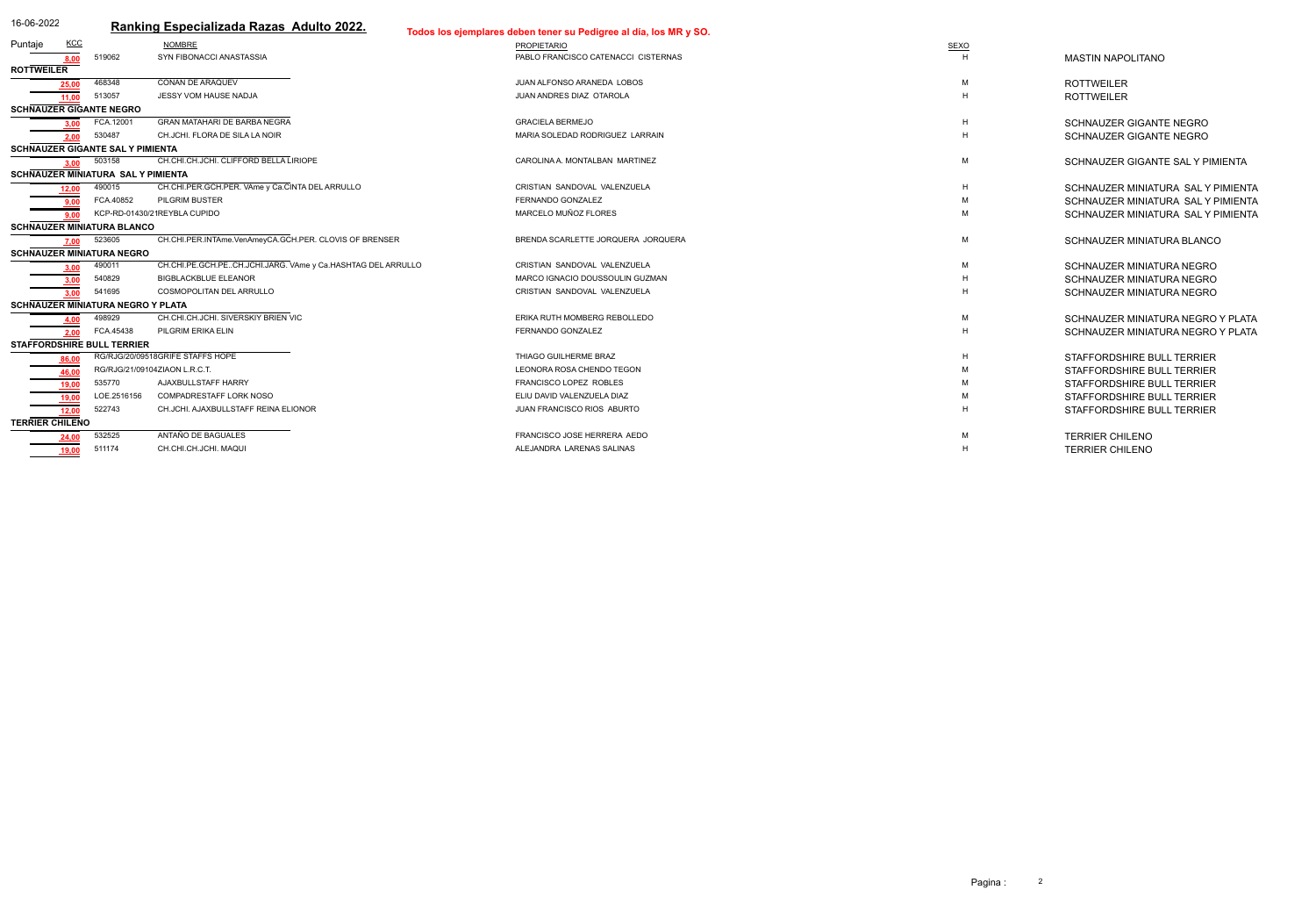16-06-2022

## Ranking Especializada Razas Adulto 2022.

**Todos los ejemplares deben tener su Pedigree al día, los MR y SO.**

| Puntaje | KCC | NOMBRE | PROPIETARIO | SEXO | |
|---|---|---|---|---|---|
| 8,00 | 519062 | SYN FIBONACCI ANASTASSIA | PABLO FRANCISCO CATENACCI CISTERNAS | H | MASTIN NAPOLITANO |
| **ROTTWEILER** | | | | | |
| 25,00 | 468348 | CONAN DE ARAQUEV | JUAN ALFONSO ARANEDA LOBOS | M | ROTTWEILER |
| 11,00 | 513057 | JESSY VOM HAUSE NADJA | JUAN ANDRES DIAZ OTAROLA | H | ROTTWEILER |
| **SCHNAUZER GIGANTE NEGRO** | | | | | |
| 3,00 | FCA.12001 | GRAN MATAHARI DE BARBA NEGRA | GRACIELA BERMEJO | H | SCHNAUZER GIGANTE NEGRO |
| 2,00 | 530487 | CH.JCHI. FLORA DE SILA LA NOIR | MARIA SOLEDAD RODRIGUEZ LARRAIN | H | SCHNAUZER GIGANTE NEGRO |
| **SCHNAUZER GIGANTE SAL Y PIMIENTA** | | | | | |
| 3,00 | 503158 | CH.CHI.CH.JCHI. CLIFFORD BELLA LIRIOPE | CAROLINA A. MONTALBAN MARTINEZ | M | SCHNAUZER GIGANTE SAL Y PIMIENTA |
| **SCHNAUZER MINIATURA SAL Y PIMIENTA** | | | | | |
| 12,00 | 490015 | CH.CHI.PER.GCH.PER. VAme y Ca.CINTA DEL ARRULLO | CRISTIAN SANDOVAL VALENZUELA | H | SCHNAUZER MINIATURA SAL Y PIMIENTA |
| 9,00 | FCA.40852 | PILGRIM BUSTER | FERNANDO GONZALEZ | M | SCHNAUZER MINIATURA SAL Y PIMIENTA |
| 9,00 | KCP-RD-01430/21 | REYBLA CUPIDO | MARCELO MUÑOZ FLORES | M | SCHNAUZER MINIATURA SAL Y PIMIENTA |
| **SCHNAUZER MINIATURA BLANCO** | | | | | |
| 7,00 | 523605 | CH.CHI.PER.INTAme.VenAmeyCA.GCH.PER. CLOVIS DE BRENSER | BRENDA SCARLETTE JORQUERA JORQUERA | M | SCHNAUZER MINIATURA BLANCO |
| **SCHNAUZER MINIATURA NEGRO** | | | | | |
| 3,00 | 490011 | CH.CHI.PE.GCH.PE..CH.JCHI.JARG. VAme y Ca.HASHTAG DEL ARRULLO | CRISTIAN SANDOVAL VALENZUELA | M | SCHNAUZER MINIATURA NEGRO |
| 3,00 | 540829 | BIGBLACKBLUE ELEANOR | MARCO IGNACIO DOUSSOULIN GUZMAN | H | SCHNAUZER MINIATURA NEGRO |
| 3,00 | 541695 | COSMOPOLITAN DEL ARRULLO | CRISTIAN SANDOVAL VALENZUELA | H | SCHNAUZER MINIATURA NEGRO |
| **SCHNAUZER MINIATURA NEGRO Y PLATA** | | | | | |
| 4,00 | 498929 | CH.CHI.CH.JCHI. SIVERSKIY BRIEN VIC | ERIKA RUTH MOMBERG REBOLLEDO | M | SCHNAUZER MINIATURA NEGRO Y PLATA |
| 2,00 | FCA.45438 | PILGRIM ERIKA ELIN | FERNANDO GONZALEZ | H | SCHNAUZER MINIATURA NEGRO Y PLATA |
| **STAFFORDSHIRE BULL TERRIER** | | | | | |
| 86,00 | RG/RJG/20/09518 | GRIFE STAFFS HOPE | THIAGO GUILHERME BRAZ | H | STAFFORDSHIRE BULL TERRIER |
| 46,00 | RG/RJG/21/09104 | ZIAON L.R.C.T. | LEONORA ROSA CHENDO TEGON | M | STAFFORDSHIRE BULL TERRIER |
| 19,00 | 535770 | AJAXBULLSTAFF HARRY | FRANCISCO LOPEZ ROBLES | M | STAFFORDSHIRE BULL TERRIER |
| 19,00 | LOE.2516156 | COMPADRESTAFF LORK NOSO | ELIU DAVID VALENZUELA DIAZ | M | STAFFORDSHIRE BULL TERRIER |
| 12,00 | 522743 | CH.JCHI. AJAXBULLSTAFF REINA ELIONOR | JUAN FRANCISCO RIOS ABURTO | H | STAFFORDSHIRE BULL TERRIER |
| **TERRIER CHILENO** | | | | | |
| 24,00 | 532525 | ANTAÑO DE BAGUALES | FRANCISCO JOSE HERRERA AEDO | M | TERRIER CHILENO |
| 19,00 | 511174 | CH.CHI.CH.JCHI. MAQUI | ALEJANDRA LARENAS SALINAS | H | TERRIER CHILENO |